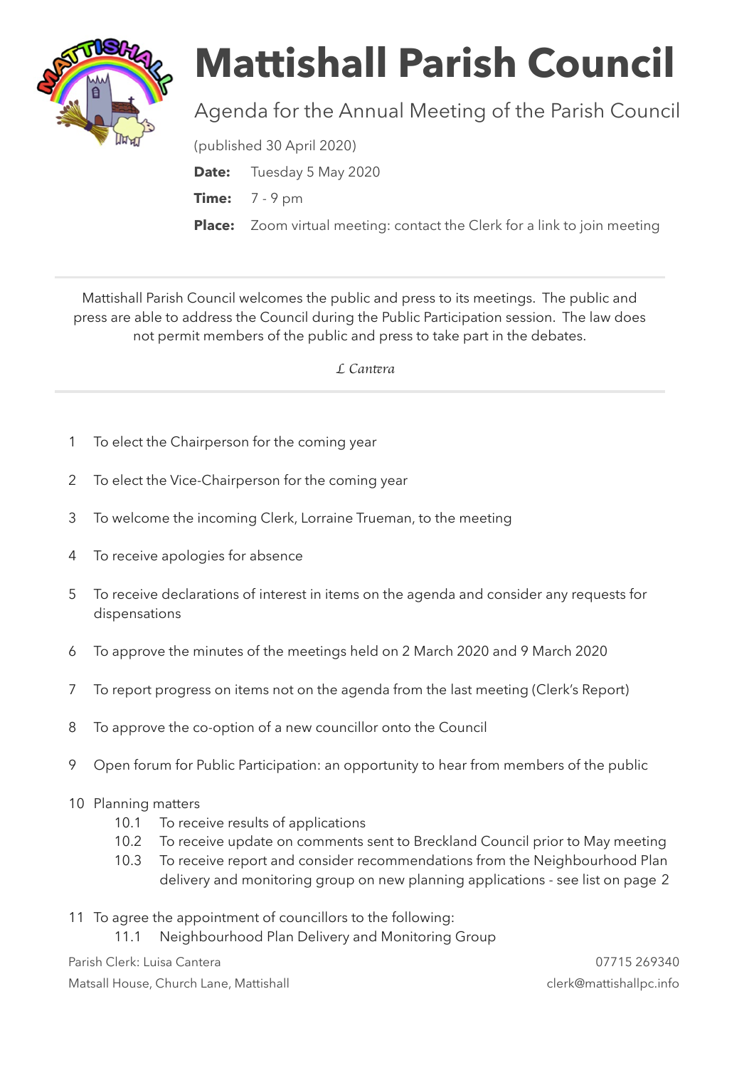# Mattishall Parish Council

## Agenda for the Annual Meeting of the Parish Council

(published 30 April 2020)

**Date:** Tuesday 5 May 2020

**Time:** 7 - 9 pm

**Place:** Zoom virtual meeting: contact the Clerk for a link to join meeting

---

Mattishall Parish Council welcomes the public and press to its meetings. The public and press are able to address the Council during the Public Participation session. The law does not permit members of the public and press to take part in the debates.

*L Cantera*

---

1. To elect the Chairperson for the coming year
2. To elect the Vice-Chairperson for the coming year
3. To welcome the incoming Clerk, Lorraine Trueman, to the meeting
4. To receive apologies for absence
5. To receive declarations of interest in items on the agenda and consider any requests for dispensations
6. To approve the minutes of the meetings held on 2 March 2020 and 9 March 2020
7. To report progress on items not on the agenda from the last meeting (Clerk's Report)
8. To approve the co-option of a new councillor onto the Council
9. Open forum for Public Participation: an opportunity to hear from members of the public
10. Planning matters
    - 10.1 To receive results of applications
    - 10.2 To receive update on comments sent to Breckland Council prior to May meeting
    - 10.3 To receive report and consider recommendations from the Neighbourhood Plan delivery and monitoring group on new planning applications - see list on page 2
11. To agree the appointment of councillors to the following:
    - 11.1 Neighbourhood Plan Delivery and Monitoring Group

Parish Clerk: Luisa Cantera
Matsall House, Church Lane, Mattishall
07715 269340
clerk@mattishallpc.info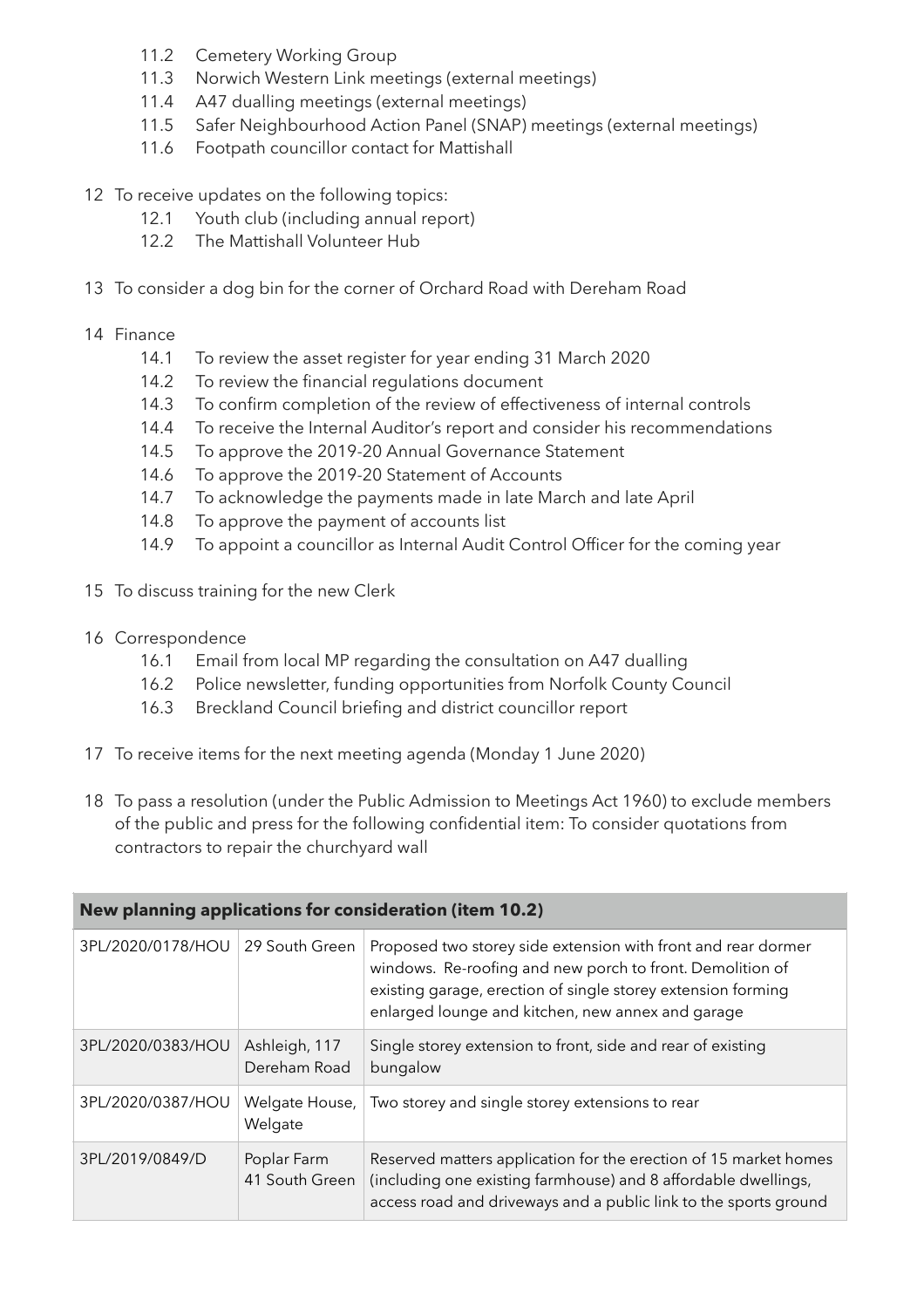- 11.2 Cemetery Working Group
- 11.3 Norwich Western Link meetings (external meetings)
- 11.4 A47 dualling meetings (external meetings)
- 11.5 Safer Neighbourhood Action Panel (SNAP) meetings (external meetings)
- 11.6 Footpath councillor contact for Mattishall

12 To receive updates on the following topics:

- 12.1 Youth club (including annual report)
- 12.2 The Mattishall Volunteer Hub

13 To consider a dog bin for the corner of Orchard Road with Dereham Road

14 Finance

- 14.1 To review the asset register for year ending 31 March 2020
- 14.2 To review the financial regulations document
- 14.3 To confirm completion of the review of effectiveness of internal controls
- 14.4 To receive the Internal Auditor's report and consider his recommendations
- 14.5 To approve the 2019-20 Annual Governance Statement
- 14.6 To approve the 2019-20 Statement of Accounts
- 14.7 To acknowledge the payments made in late March and late April
- 14.8 To approve the payment of accounts list
- 14.9 To appoint a councillor as Internal Audit Control Officer for the coming year

15 To discuss training for the new Clerk

16 Correspondence

- 16.1 Email from local MP regarding the consultation on A47 dualling
- 16.2 Police newsletter, funding opportunities from Norfolk County Council
- 16.3 Breckland Council briefing and district councillor report

17 To receive items for the next meeting agenda (Monday 1 June 2020)

18 To pass a resolution (under the Public Admission to Meetings Act 1960) to exclude members of the public and press for the following confidential item: To consider quotations from contractors to repair the churchyard wall

| **New planning applications for consideration (item 10.2)** | | |
|---|---|---|
| 3PL/2020/0178/HOU | 29 South Green | Proposed two storey side extension with front and rear dormer windows. Re-roofing and new porch to front. Demolition of existing garage, erection of single storey extension forming enlarged lounge and kitchen, new annex and garage |
| 3PL/2020/0383/HOU | Ashleigh, 117 Dereham Road | Single storey extension to front, side and rear of existing bungalow |
| 3PL/2020/0387/HOU | Welgate House, Welgate | Two storey and single storey extensions to rear |
| 3PL/2019/0849/D | Poplar Farm 41 South Green | Reserved matters application for the erection of 15 market homes (including one existing farmhouse) and 8 affordable dwellings, access road and driveways and a public link to the sports ground |